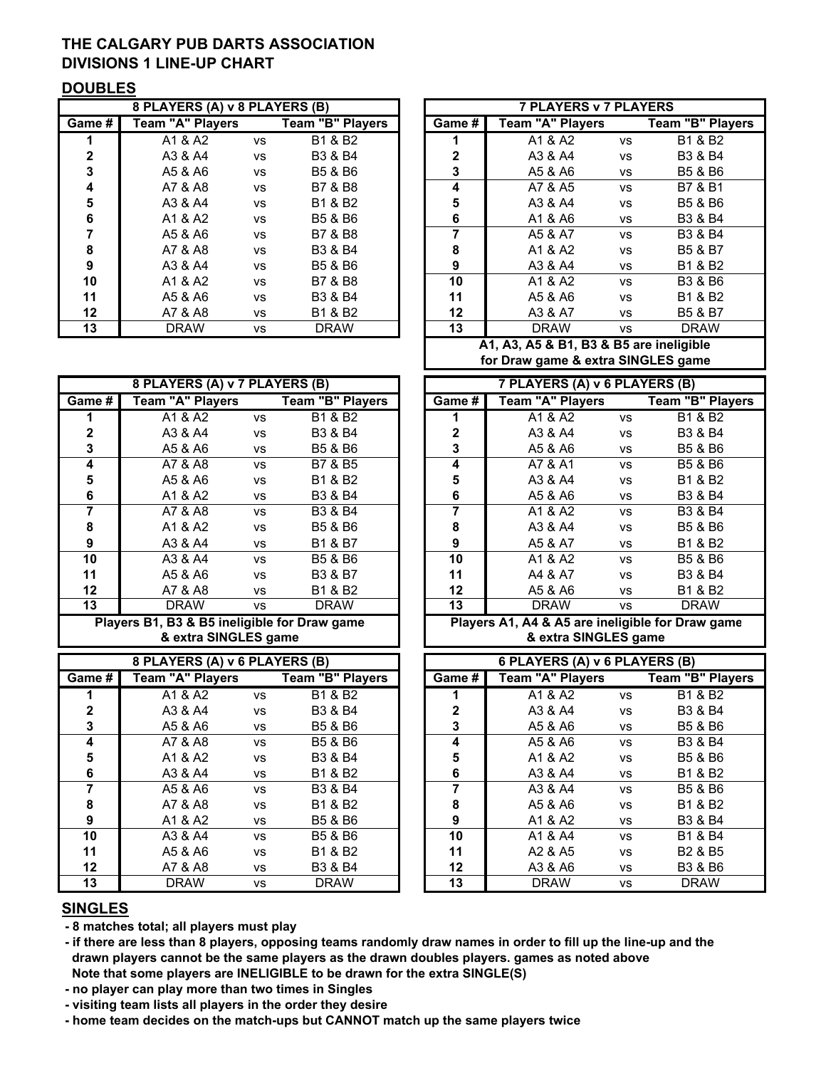# THE CALGARY PUB DARTS ASSOCIATION
# DIVISIONS 1 LINE-UP CHART

## DOUBLES

| 8 PLAYERS (A) v 8 PLAYERS (B) | | | |
|---|---|---|---|
| Game # | Team "A" Players | | Team "B" Players |
| 1 | A1 & A2 | vs | B1 & B2 |
| 2 | A3 & A4 | vs | B3 & B4 |
| 3 | A5 & A6 | vs | B5 & B6 |
| 4 | A7 & A8 | vs | B7 & B8 |
| 5 | A3 & A4 | vs | B1 & B2 |
| 6 | A1 & A2 | vs | B5 & B6 |
| 7 | A5 & A6 | vs | B7 & B8 |
| 8 | A7 & A8 | vs | B3 & B4 |
| 9 | A3 & A4 | vs | B5 & B6 |
| 10 | A1 & A2 | vs | B7 & B8 |
| 11 | A5 & A6 | vs | B3 & B4 |
| 12 | A7 & A8 | vs | B1 & B2 |
| 13 | DRAW | vs | DRAW |

| 7 PLAYERS v 7 PLAYERS | | | |
|---|---|---|---|
| Game # | Team "A" Players | | Team "B" Players |
| 1 | A1 & A2 | vs | B1 & B2 |
| 2 | A3 & A4 | vs | B3 & B4 |
| 3 | A5 & A6 | vs | B5 & B6 |
| 4 | A7 & A5 | vs | B7 & B1 |
| 5 | A3 & A4 | vs | B5 & B6 |
| 6 | A1 & A6 | vs | B3 & B4 |
| 7 | A5 & A7 | vs | B3 & B4 |
| 8 | A1 & A2 | vs | B5 & B7 |
| 9 | A3 & A4 | vs | B1 & B2 |
| 10 | A1 & A2 | vs | B3 & B6 |
| 11 | A5 & A6 | vs | B1 & B2 |
| 12 | A3 & A7 | vs | B5 & B7 |
| 13 | DRAW | vs | DRAW |
| A1, A3, A5 & B1, B3 & B5 are ineligible for Draw game & extra SINGLES game | | | |

| 8 PLAYERS (A) v 7 PLAYERS (B) | | | |
|---|---|---|---|
| Game # | Team "A" Players | | Team "B" Players |
| 1 | A1 & A2 | vs | B1 & B2 |
| 2 | A3 & A4 | vs | B3 & B4 |
| 3 | A5 & A6 | vs | B5 & B6 |
| 4 | A7 & A8 | vs | B7 & B5 |
| 5 | A5 & A6 | vs | B1 & B2 |
| 6 | A1 & A2 | vs | B3 & B4 |
| 7 | A7 & A8 | vs | B3 & B4 |
| 8 | A1 & A2 | vs | B5 & B6 |
| 9 | A3 & A4 | vs | B1 & B7 |
| 10 | A3 & A4 | vs | B5 & B6 |
| 11 | A5 & A6 | vs | B3 & B7 |
| 12 | A7 & A8 | vs | B1 & B2 |
| 13 | DRAW | vs | DRAW |
| Players B1, B3 & B5 ineligible for Draw game & extra SINGLES game | | | |

| 7 PLAYERS (A) v 6 PLAYERS (B) | | | |
|---|---|---|---|
| Game # | Team "A" Players | | Team "B" Players |
| 1 | A1 & A2 | vs | B1 & B2 |
| 2 | A3 & A4 | vs | B3 & B4 |
| 3 | A5 & A6 | vs | B5 & B6 |
| 4 | A7 & A1 | vs | B5 & B6 |
| 5 | A3 & A4 | vs | B1 & B2 |
| 6 | A5 & A6 | vs | B3 & B4 |
| 7 | A1 & A2 | vs | B3 & B4 |
| 8 | A3 & A4 | vs | B5 & B6 |
| 9 | A5 & A7 | vs | B1 & B2 |
| 10 | A1 & A2 | vs | B5 & B6 |
| 11 | A4 & A7 | vs | B3 & B4 |
| 12 | A5 & A6 | vs | B1 & B2 |
| 13 | DRAW | vs | DRAW |
| Players A1, A4 & A5 are ineligible for Draw game & extra SINGLES game | | | |

| 8 PLAYERS (A) v 6 PLAYERS (B) | | | |
|---|---|---|---|
| Game # | Team "A" Players | | Team "B" Players |
| 1 | A1 & A2 | vs | B1 & B2 |
| 2 | A3 & A4 | vs | B3 & B4 |
| 3 | A5 & A6 | vs | B5 & B6 |
| 4 | A7 & A8 | vs | B5 & B6 |
| 5 | A1 & A2 | vs | B3 & B4 |
| 6 | A3 & A4 | vs | B1 & B2 |
| 7 | A5 & A6 | vs | B3 & B4 |
| 8 | A7 & A8 | vs | B1 & B2 |
| 9 | A1 & A2 | vs | B5 & B6 |
| 10 | A3 & A4 | vs | B5 & B6 |
| 11 | A5 & A6 | vs | B1 & B2 |
| 12 | A7 & A8 | vs | B3 & B4 |
| 13 | DRAW | vs | DRAW |

| 6 PLAYERS (A) v 6 PLAYERS (B) | | | |
|---|---|---|---|
| Game # | Team "A" Players | | Team "B" Players |
| 1 | A1 & A2 | vs | B1 & B2 |
| 2 | A3 & A4 | vs | B3 & B4 |
| 3 | A5 & A6 | vs | B5 & B6 |
| 4 | A5 & A6 | vs | B3 & B4 |
| 5 | A1 & A2 | vs | B5 & B6 |
| 6 | A3 & A4 | vs | B1 & B2 |
| 7 | A3 & A4 | vs | B5 & B6 |
| 8 | A5 & A6 | vs | B1 & B2 |
| 9 | A1 & A2 | vs | B3 & B4 |
| 10 | A1 & A4 | vs | B1 & B4 |
| 11 | A2 & A5 | vs | B2 & B5 |
| 12 | A3 & A6 | vs | B3 & B6 |
| 13 | DRAW | vs | DRAW |

## SINGLES

- **8 matches total; all players must play**
- **if there are less than 8 players, opposing teams randomly draw names in order to fill up the line-up and the drawn players cannot be the same players as the drawn doubles players. games as noted above**
  **Note that some players are INELIGIBLE to be drawn for the extra SINGLE(S)**
- **no player can play more than two times in Singles**
- **visiting team lists all players in the order they desire**
- **home team decides on the match-ups but CANNOT match up the same players twice**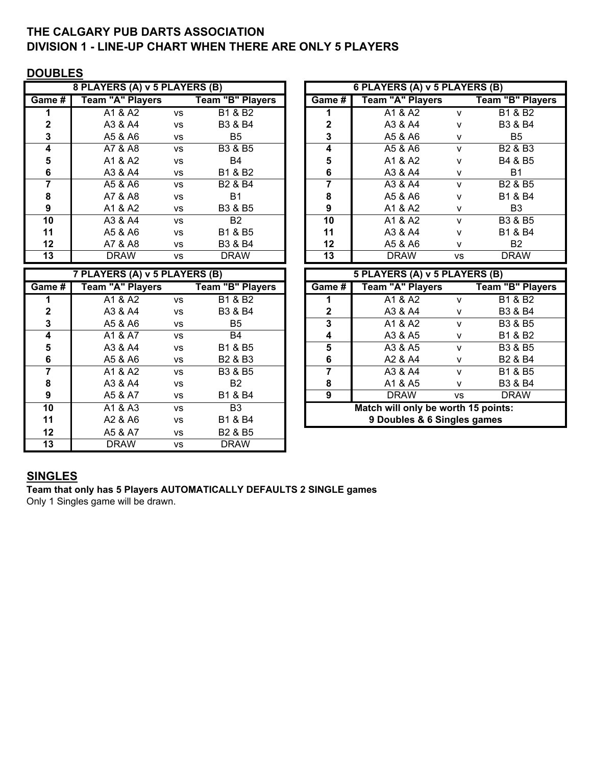# THE CALGARY PUB DARTS ASSOCIATION
# DIVISION 1 - LINE-UP CHART WHEN THERE ARE ONLY 5 PLAYERS

## DOUBLES

| 8 PLAYERS (A) v 5 PLAYERS (B) | | | |
|---|---|---|---|
| Game # | Team "A" Players | | Team "B" Players |
| 1 | A1 & A2 | vs | B1 & B2 |
| 2 | A3 & A4 | vs | B3 & B4 |
| 3 | A5 & A6 | vs | B5 |
| 4 | A7 & A8 | vs | B3 & B5 |
| 5 | A1 & A2 | vs | B4 |
| 6 | A3 & A4 | vs | B1 & B2 |
| 7 | A5 & A6 | vs | B2 & B4 |
| 8 | A7 & A8 | vs | B1 |
| 9 | A1 & A2 | vs | B3 & B5 |
| 10 | A3 & A4 | vs | B2 |
| 11 | A5 & A6 | vs | B1 & B5 |
| 12 | A7 & A8 | vs | B3 & B4 |
| 13 | DRAW | vs | DRAW |

| 6 PLAYERS (A) v 5 PLAYERS (B) | | | |
|---|---|---|---|
| Game # | Team "A" Players | | Team "B" Players |
| 1 | A1 & A2 | v | B1 & B2 |
| 2 | A3 & A4 | v | B3 & B4 |
| 3 | A5 & A6 | v | B5 |
| 4 | A5 & A6 | v | B2 & B3 |
| 5 | A1 & A2 | v | B4 & B5 |
| 6 | A3 & A4 | v | B1 |
| 7 | A3 & A4 | v | B2 & B5 |
| 8 | A5 & A6 | v | B1 & B4 |
| 9 | A1 & A2 | v | B3 |
| 10 | A1 & A2 | v | B3 & B5 |
| 11 | A3 & A4 | v | B1 & B4 |
| 12 | A5 & A6 | v | B2 |
| 13 | DRAW | vs | DRAW |

| 7 PLAYERS (A) v 5 PLAYERS (B) | | | |
|---|---|---|---|
| Game # | Team "A" Players | | Team "B" Players |
| 1 | A1 & A2 | vs | B1 & B2 |
| 2 | A3 & A4 | vs | B3 & B4 |
| 3 | A5 & A6 | vs | B5 |
| 4 | A1 & A7 | vs | B4 |
| 5 | A3 & A4 | vs | B1 & B5 |
| 6 | A5 & A6 | vs | B2 & B3 |
| 7 | A1 & A2 | vs | B3 & B5 |
| 8 | A3 & A4 | vs | B2 |
| 9 | A5 & A7 | vs | B1 & B4 |
| 10 | A1 & A3 | vs | B3 |
| 11 | A2 & A6 | vs | B1 & B4 |
| 12 | A5 & A7 | vs | B2 & B5 |
| 13 | DRAW | vs | DRAW |

| 5 PLAYERS (A) v 5 PLAYERS (B) | | | |
|---|---|---|---|
| Game # | Team "A" Players | | Team "B" Players |
| 1 | A1 & A2 | v | B1 & B2 |
| 2 | A3 & A4 | v | B3 & B4 |
| 3 | A1 & A2 | v | B3 & B5 |
| 4 | A3 & A5 | v | B1 & B2 |
| 5 | A3 & A5 | v | B3 & B5 |
| 6 | A2 & A4 | v | B2 & B4 |
| 7 | A3 & A4 | v | B1 & B5 |
| 8 | A1 & A5 | v | B3 & B4 |
| 9 | DRAW | vs | DRAW |

**Match will only be worth 15 points: 9 Doubles & 6 Singles games**

## SINGLES

**Team that only has 5 Players AUTOMATICALLY DEFAULTS 2 SINGLE games**

Only 1 Singles game will be drawn.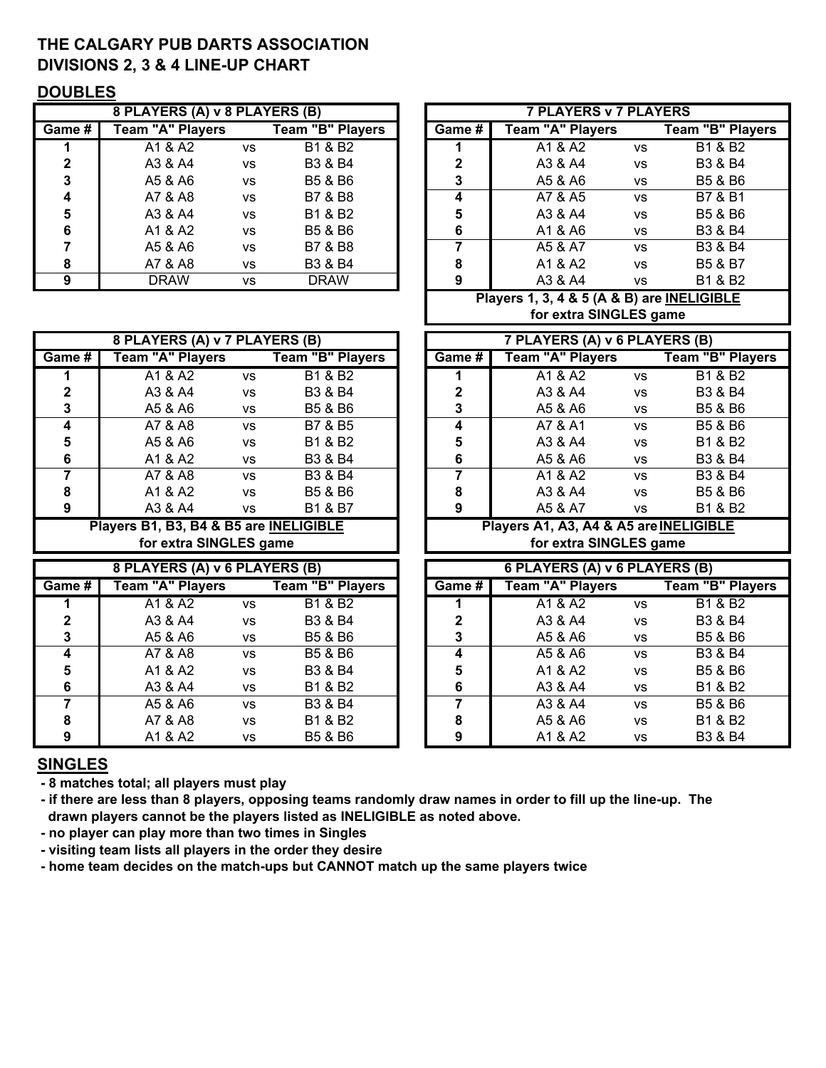# THE CALGARY PUB DARTS ASSOCIATION
## DIVISIONS 2, 3 & 4 LINE-UP CHART

### DOUBLES

| 8 PLAYERS (A) v 8 PLAYERS (B) | | | |
|---|---|---|---|
| **Game #** | **Team "A" Players** | | **Team "B" Players** |
| 1 | A1 & A2 | vs | B1 & B2 |
| 2 | A3 & A4 | vs | B3 & B4 |
| 3 | A5 & A6 | vs | B5 & B6 |
| 4 | A7 & A8 | vs | B7 & B8 |
| 5 | A3 & A4 | vs | B1 & B2 |
| 6 | A1 & A2 | vs | B5 & B6 |
| 7 | A5 & A6 | vs | B7 & B8 |
| 8 | A7 & A8 | vs | B3 & B4 |
| 9 | DRAW | vs | DRAW |

| 7 PLAYERS v 7 PLAYERS | | | |
|---|---|---|---|
| **Game #** | **Team "A" Players** | | **Team "B" Players** |
| 1 | A1 & A2 | vs | B1 & B2 |
| 2 | A3 & A4 | vs | B3 & B4 |
| 3 | A5 & A6 | vs | B5 & B6 |
| 4 | A7 & A5 | vs | B7 & B1 |
| 5 | A3 & A4 | vs | B5 & B6 |
| 6 | A1 & A6 | vs | B3 & B4 |
| 7 | A5 & A7 | vs | B3 & B4 |
| 8 | A1 & A2 | vs | B5 & B7 |
| 9 | A3 & A4 | vs | B1 & B2 |
| **Players 1, 3, 4 & 5 (A & B) are INELIGIBLE for extra SINGLES game** | | | |

| 8 PLAYERS (A) v 7 PLAYERS (B) | | | |
|---|---|---|---|
| **Game #** | **Team "A" Players** | | **Team "B" Players** |
| 1 | A1 & A2 | vs | B1 & B2 |
| 2 | A3 & A4 | vs | B3 & B4 |
| 3 | A5 & A6 | vs | B5 & B6 |
| 4 | A7 & A8 | vs | B7 & B5 |
| 5 | A5 & A6 | vs | B1 & B2 |
| 6 | A1 & A2 | vs | B3 & B4 |
| 7 | A7 & A8 | vs | B3 & B4 |
| 8 | A1 & A2 | vs | B5 & B6 |
| 9 | A3 & A4 | vs | B1 & B7 |
| **Players B1, B3, B4 & B5 are INELIGIBLE for extra SINGLES game** | | | |

| 7 PLAYERS (A) v 6 PLAYERS (B) | | | |
|---|---|---|---|
| **Game #** | **Team "A" Players** | | **Team "B" Players** |
| 1 | A1 & A2 | vs | B1 & B2 |
| 2 | A3 & A4 | vs | B3 & B4 |
| 3 | A5 & A6 | vs | B5 & B6 |
| 4 | A7 & A1 | vs | B5 & B6 |
| 5 | A3 & A4 | vs | B1 & B2 |
| 6 | A5 & A6 | vs | B3 & B4 |
| 7 | A1 & A2 | vs | B3 & B4 |
| 8 | A3 & A4 | vs | B5 & B6 |
| 9 | A5 & A7 | vs | B1 & B2 |
| **Players A1, A3, A4 & A5 are INELIGIBLE for extra SINGLES game** | | | |

| 8 PLAYERS (A) v 6 PLAYERS (B) | | | |
|---|---|---|---|
| **Game #** | **Team "A" Players** | | **Team "B" Players** |
| 1 | A1 & A2 | vs | B1 & B2 |
| 2 | A3 & A4 | vs | B3 & B4 |
| 3 | A5 & A6 | vs | B5 & B6 |
| 4 | A7 & A8 | vs | B5 & B6 |
| 5 | A1 & A2 | vs | B3 & B4 |
| 6 | A3 & A4 | vs | B1 & B2 |
| 7 | A5 & A6 | vs | B3 & B4 |
| 8 | A7 & A8 | vs | B1 & B2 |
| 9 | A1 & A2 | vs | B5 & B6 |

| 6 PLAYERS (A) v 6 PLAYERS (B) | | | |
|---|---|---|---|
| **Game #** | **Team "A" Players** | | **Team "B" Players** |
| 1 | A1 & A2 | vs | B1 & B2 |
| 2 | A3 & A4 | vs | B3 & B4 |
| 3 | A5 & A6 | vs | B5 & B6 |
| 4 | A5 & A6 | vs | B3 & B4 |
| 5 | A1 & A2 | vs | B5 & B6 |
| 6 | A3 & A4 | vs | B1 & B2 |
| 7 | A3 & A4 | vs | B5 & B6 |
| 8 | A5 & A6 | vs | B1 & B2 |
| 9 | A1 & A2 | vs | B3 & B4 |

### SINGLES

- **8 matches total; all players must play**
- **if there are less than 8 players, opposing teams randomly draw names in order to fill up the line-up. The drawn players cannot be the players listed as INELIGIBLE as noted above.**
- **no player can play more than two times in Singles**
- **visiting team lists all players in the order they desire**
- **home team decides on the match-ups but CANNOT match up the same players twice**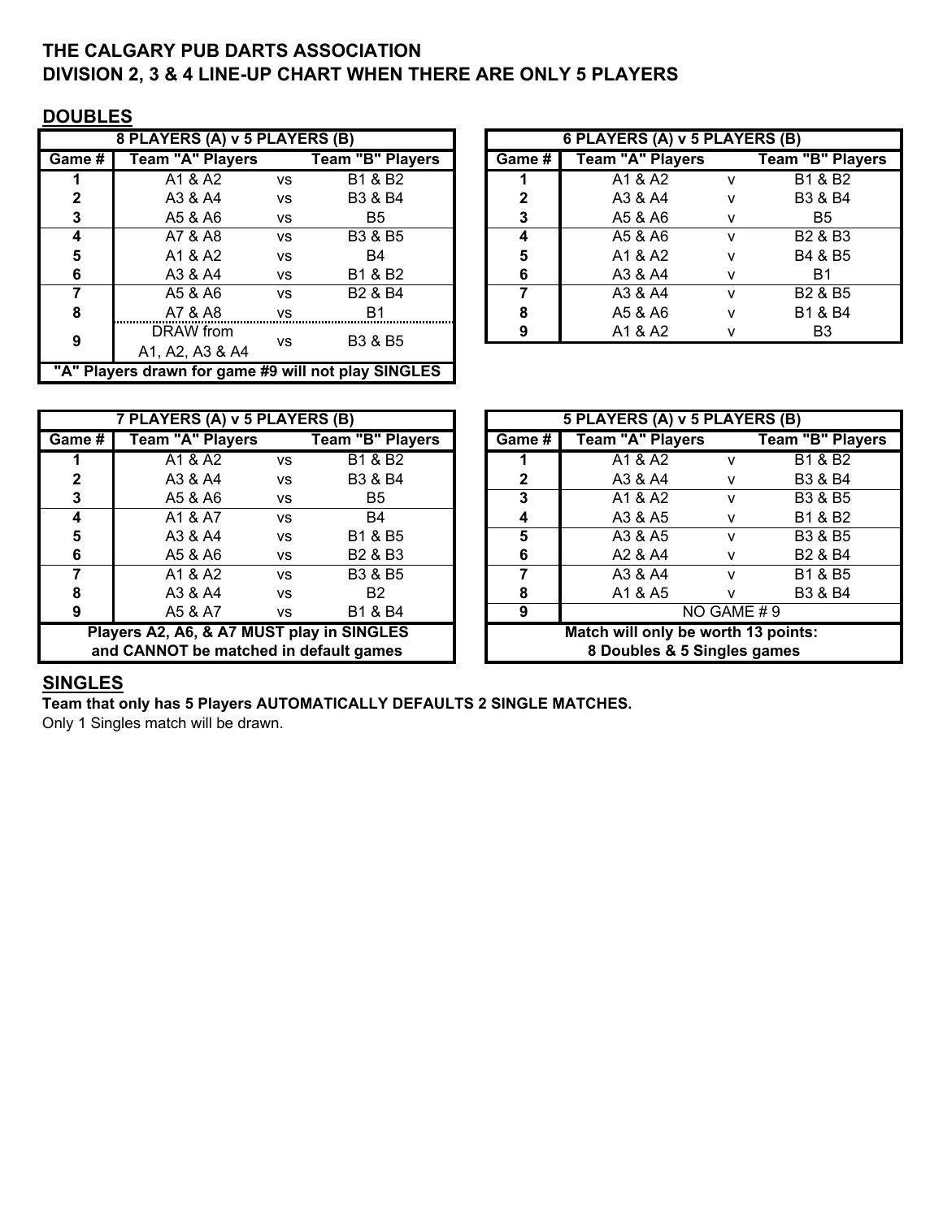# THE CALGARY PUB DARTS ASSOCIATION
# DIVISION 2, 3 & 4 LINE-UP CHART WHEN THERE ARE ONLY 5 PLAYERS

## DOUBLES

| 8 PLAYERS (A) v 5 PLAYERS (B) | | | |
|---|---|---|---|
| **Game #** | **Team "A" Players** | | **Team "B" Players** |
| **1** | A1 & A2 | vs | B1 & B2 |
| **2** | A3 & A4 | vs | B3 & B4 |
| **3** | A5 & A6 | vs | B5 |
| **4** | A7 & A8 | vs | B3 & B5 |
| **5** | A1 & A2 | vs | B4 |
| **6** | A3 & A4 | vs | B1 & B2 |
| **7** | A5 & A6 | vs | B2 & B4 |
| **8** | A7 & A8 | vs | B1 |
| **9** | DRAW from A1, A2, A3 & A4 | vs | B3 & B5 |
| **"A" Players drawn for game #9 will not play SINGLES** | | | |

| 6 PLAYERS (A) v 5 PLAYERS (B) | | | |
|---|---|---|---|
| **Game #** | **Team "A" Players** | | **Team "B" Players** |
| **1** | A1 & A2 | v | B1 & B2 |
| **2** | A3 & A4 | v | B3 & B4 |
| **3** | A5 & A6 | v | B5 |
| **4** | A5 & A6 | v | B2 & B3 |
| **5** | A1 & A2 | v | B4 & B5 |
| **6** | A3 & A4 | v | B1 |
| **7** | A3 & A4 | v | B2 & B5 |
| **8** | A5 & A6 | v | B1 & B4 |
| **9** | A1 & A2 | v | B3 |

| 7 PLAYERS (A) v 5 PLAYERS (B) | | | |
|---|---|---|---|
| **Game #** | **Team "A" Players** | | **Team "B" Players** |
| **1** | A1 & A2 | vs | B1 & B2 |
| **2** | A3 & A4 | vs | B3 & B4 |
| **3** | A5 & A6 | vs | B5 |
| **4** | A1 & A7 | vs | B4 |
| **5** | A3 & A4 | vs | B1 & B5 |
| **6** | A5 & A6 | vs | B2 & B3 |
| **7** | A1 & A2 | vs | B3 & B5 |
| **8** | A3 & A4 | vs | B2 |
| **9** | A5 & A7 | vs | B1 & B4 |
| **Players A2, A6, & A7 MUST play in SINGLES and CANNOT be matched in default games** | | | |

| 5 PLAYERS (A) v 5 PLAYERS (B) | | | |
|---|---|---|---|
| **Game #** | **Team "A" Players** | | **Team "B" Players** |
| **1** | A1 & A2 | v | B1 & B2 |
| **2** | A3 & A4 | v | B3 & B4 |
| **3** | A1 & A2 | v | B3 & B5 |
| **4** | A3 & A5 | v | B1 & B2 |
| **5** | A3 & A5 | v | B3 & B5 |
| **6** | A2 & A4 | v | B2 & B4 |
| **7** | A3 & A4 | v | B1 & B5 |
| **8** | A1 & A5 | v | B3 & B4 |
| **9** | NO GAME # 9 | | |
| **Match will only be worth 13 points: 8 Doubles & 5 Singles games** | | | |

## SINGLES

**Team that only has 5 Players AUTOMATICALLY DEFAULTS 2 SINGLE MATCHES.**

Only 1 Singles match will be drawn.